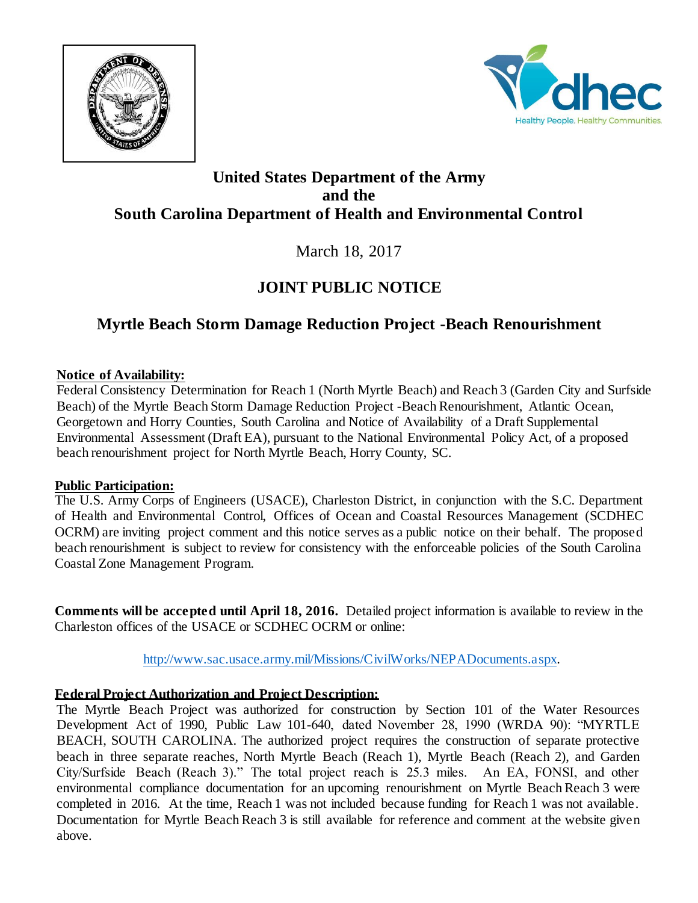# United States Department of the Army and the South Carolina Department of Health and Environmental Control

March 18, 2017

## JOINT PUBLIC NOTICE

## Myrtle Beach Storm Damage Reduction Project -Beach Renourishment

**Notice of Availability:**

Federal Consistency Determination for Reach 1 (North Myrtle Beach) and Reach 3 (Garden City and Surfside Beach) of the Myrtle Beach Storm Damage Reduction Project -Beach Renourishment, Atlantic Ocean, Georgetown and Horry Counties, South Carolina and Notice of Availability of a Draft Supplemental Environmental Assessment (Draft EA), pursuant to the National Environmental Policy Act, of a proposed beach renourishment project for North Myrtle Beach, Horry County, SC.

**Public Participation:**

The U.S. Army Corps of Engineers (USACE), Charleston District, in conjunction with the S.C. Department of Health and Environmental Control, Offices of Ocean and Coastal Resources Management (SCDHEC OCRM) are inviting project comment and this notice serves as a public notice on their behalf. The proposed beach renourishment is subject to review for consistency with the enforceable policies of the South Carolina Coastal Zone Management Program.

**Comments will be accepted until April 18, 2016.** Detailed project information is available to review in the Charleston offices of the USACE or SCDHEC OCRM or online:

http://www.sac.usace.army.mil/Missions/CivilWorks/NEPADocuments.aspx.

**Federal Project Authorization and Project Description:**

The Myrtle Beach Project was authorized for construction by Section 101 of the Water Resources Development Act of 1990, Public Law 101-640, dated November 28, 1990 (WRDA 90): "MYRTLE BEACH, SOUTH CAROLINA. The authorized project requires the construction of separate protective beach in three separate reaches, North Myrtle Beach (Reach 1), Myrtle Beach (Reach 2), and Garden City/Surfside Beach (Reach 3)." The total project reach is 25.3 miles. An EA, FONSI, and other environmental compliance documentation for an upcoming renourishment on Myrtle Beach Reach 3 were completed in 2016. At the time, Reach 1 was not included because funding for Reach 1 was not available. Documentation for Myrtle Beach Reach 3 is still available for reference and comment at the website given above.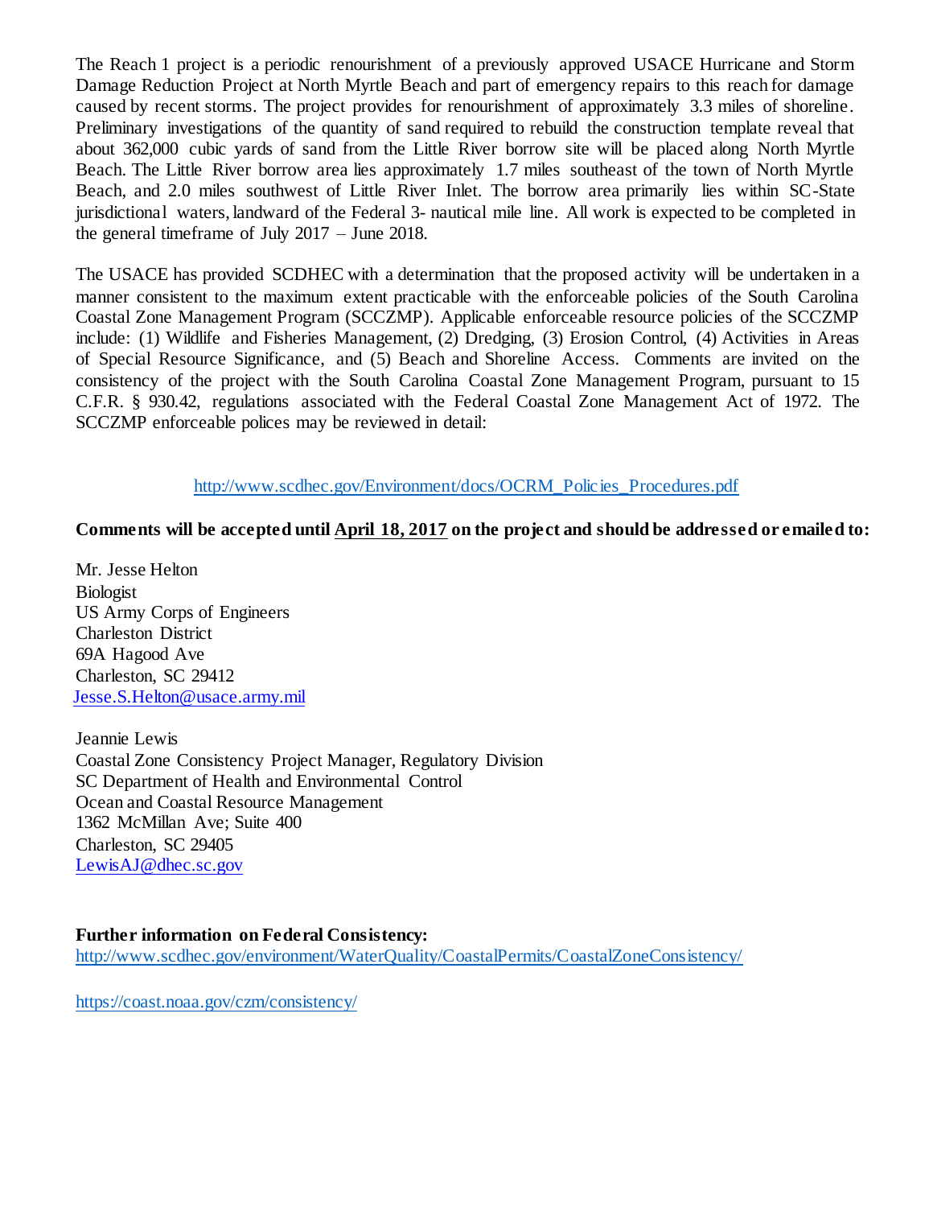The Reach 1 project is a periodic renourishment of a previously approved USACE Hurricane and Storm Damage Reduction Project at North Myrtle Beach and part of emergency repairs to this reach for damage caused by recent storms. The project provides for renourishment of approximately 3.3 miles of shoreline. Preliminary investigations of the quantity of sand required to rebuild the construction template reveal that about 362,000 cubic yards of sand from the Little River borrow site will be placed along North Myrtle Beach. The Little River borrow area lies approximately 1.7 miles southeast of the town of North Myrtle Beach, and 2.0 miles southwest of Little River Inlet. The borrow area primarily lies within SC-State jurisdictional waters, landward of the Federal 3- nautical mile line. All work is expected to be completed in the general timeframe of July 2017 – June 2018.

The USACE has provided SCDHEC with a determination that the proposed activity will be undertaken in a manner consistent to the maximum extent practicable with the enforceable policies of the South Carolina Coastal Zone Management Program (SCCZMP). Applicable enforceable resource policies of the SCCZMP include: (1) Wildlife and Fisheries Management, (2) Dredging, (3) Erosion Control, (4) Activities in Areas of Special Resource Significance, and (5) Beach and Shoreline Access. Comments are invited on the consistency of the project with the South Carolina Coastal Zone Management Program, pursuant to 15 C.F.R. § 930.42, regulations associated with the Federal Coastal Zone Management Act of 1972. The SCCZMP enforceable polices may be reviewed in detail:

http://www.scdhec.gov/Environment/docs/OCRM_Policies_Procedures.pdf

**Comments will be accepted until April 18, 2017 on the project and should be addressed or emailed to:**

Mr. Jesse Helton
Biologist
US Army Corps of Engineers
Charleston District
69A Hagood Ave
Charleston, SC 29412
Jesse.S.Helton@usace.army.mil

Jeannie Lewis
Coastal Zone Consistency Project Manager, Regulatory Division
SC Department of Health and Environmental Control
Ocean and Coastal Resource Management
1362 McMillan Ave; Suite 400
Charleston, SC 29405
LewisAJ@dhec.sc.gov

**Further information on Federal Consistency:**
http://www.scdhec.gov/environment/WaterQuality/CoastalPermits/CoastalZoneConsistency/

https://coast.noaa.gov/czm/consistency/